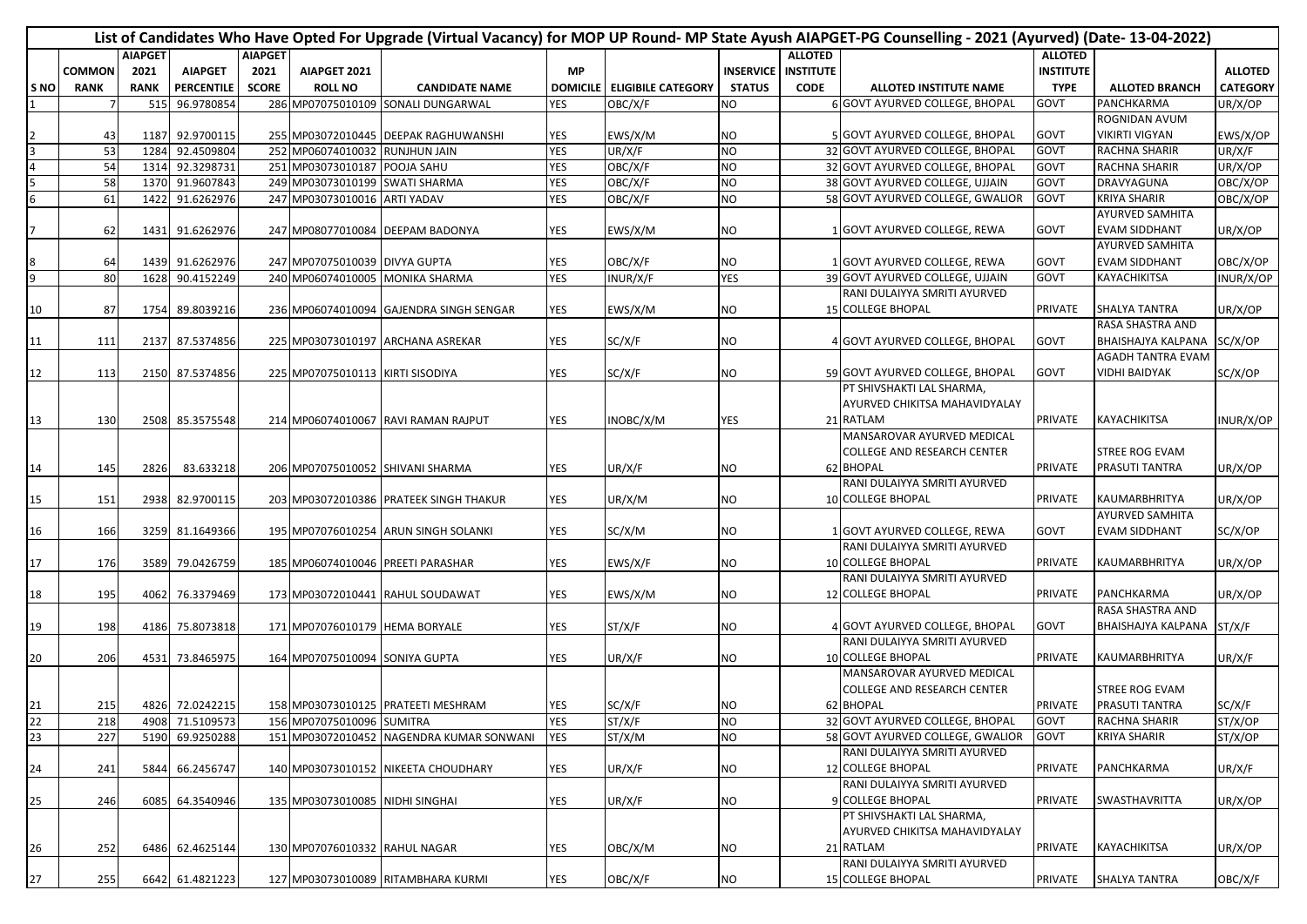# List of Candidates Who Have Opted For Upgrade (Virtual Vacancy) for MOP UP Round- MP State Ayush AIAPGET-PG Counselling - 2021 (Ayurved) (Date- 13-04-2022)

| S NO | COMMON RANK | AIAPGET 2021 RANK | AIAPGET PERCENTILE | AIAPGET 2021 SCORE | AIAPGET 2021 ROLL NO | CANDIDATE NAME | MP DOMICILE | ELIGIBILE CATEGORY | INSERVICE STATUS | ALLOTED INSTITUTE CODE | ALLOTED INSTITUTE NAME | ALLOTED INSTITUTE TYPE | ALLOTED BRANCH | ALLOTED CATEGORY |
|---|---|---|---|---|---|---|---|---|---|---|---|---|---|---|
| 1 | 7 | 515 | 96.9780854 | 286 | MP07075010109 | SONALI DUNGARWAL | YES | OBC/X/F | NO | 6 | GOVT AYURVED COLLEGE, BHOPAL | GOVT | PANCHKARMA | UR/X/OP |
| 2 | 43 | 1187 | 92.9700115 | 255 | MP03072010445 | DEEPAK RAGHUWANSHI | YES | EWS/X/M | NO | 5 | GOVT AYURVED COLLEGE, BHOPAL | GOVT | ROGNIDAN AVUM VIKIRTI VIGYAN | EWS/X/OP |
| 3 | 53 | 1284 | 92.4509804 | 252 | MP06074010032 | RUNJHUN JAIN | YES | UR/X/F | NO | 32 | GOVT AYURVED COLLEGE, BHOPAL | GOVT | RACHNA SHARIR | UR/X/F |
| 4 | 54 | 1314 | 92.3298731 | 251 | MP03073010187 | POOJA SAHU | YES | OBC/X/F | NO | 32 | GOVT AYURVED COLLEGE, BHOPAL | GOVT | RACHNA SHARIR | UR/X/OP |
| 5 | 58 | 1370 | 91.9607843 | 249 | MP03073010199 | SWATI SHARMA | YES | OBC/X/F | NO | 38 | GOVT AYURVED COLLEGE, UJJAIN | GOVT | DRAVYAGUNA | OBC/X/OP |
| 6 | 61 | 1422 | 91.6262976 | 247 | MP03073010016 | ARTI YADAV | YES | OBC/X/F | NO | 58 | GOVT AYURVED COLLEGE, GWALIOR | GOVT | KRIYA SHARIR | OBC/X/OP |
| 7 | 62 | 1431 | 91.6262976 | 247 | MP08077010084 | DEEPAM BADONYA | YES | EWS/X/M | NO | 1 | GOVT AYURVED COLLEGE, REWA | GOVT | AYURVED SAMHITA EVAM SIDDHANT | UR/X/OP |
| 8 | 64 | 1439 | 91.6262976 | 247 | MP07075010039 | DIVYA GUPTA | YES | OBC/X/F | NO | 1 | GOVT AYURVED COLLEGE, REWA | GOVT | AYURVED SAMHITA EVAM SIDDHANT | OBC/X/OP |
| 9 | 80 | 1628 | 90.4152249 | 240 | MP06074010005 | MONIKA SHARMA | YES | INUR/X/F | YES | 39 | GOVT AYURVED COLLEGE, UJJAIN | GOVT | KAYACHIKITSA | INUR/X/OP |
| 10 | 87 | 1754 | 89.8039216 | 236 | MP06074010094 | GAJENDRA SINGH SENGAR | YES | EWS/X/M | NO | 15 | RANI DULAIYYA SMRITI AYURVED COLLEGE BHOPAL | PRIVATE | SHALYA TANTRA | UR/X/OP |
| 11 | 111 | 2137 | 87.5374856 | 225 | MP03073010197 | ARCHANA ASREKAR | YES | SC/X/F | NO | 4 | GOVT AYURVED COLLEGE, BHOPAL | GOVT | RASA SHASTRA AND BHAISHAJYA KALPANA | SC/X/OP |
| 12 | 113 | 2150 | 87.5374856 | 225 | MP07075010113 | KIRTI SISODIYA | YES | SC/X/F | NO | 59 | GOVT AYURVED COLLEGE, BHOPAL | GOVT | AGADH TANTRA EVAM VIDHI BAIDYAK | SC/X/OP |
| 13 | 130 | 2508 | 85.3575548 | 214 | MP06074010067 | RAVI RAMAN RAJPUT | YES | INOBC/X/M | YES | 21 | PT SHIVSHAKTI LAL SHARMA, AYURVED CHIKITSA MAHAVIDYALAY RATLAM | PRIVATE | KAYACHIKITSA | INUR/X/OP |
| 14 | 145 | 2826 | 83.633218 | 206 | MP07075010052 | SHIVANI SHARMA | YES | UR/X/F | NO | 62 | MANSAROVAR AYURVED MEDICAL COLLEGE AND RESEARCH CENTER BHOPAL | PRIVATE | STREE ROG EVAM PRASUTI TANTRA | UR/X/OP |
| 15 | 151 | 2938 | 82.9700115 | 203 | MP03072010386 | PRATEEK SINGH THAKUR | YES | UR/X/M | NO | 10 | RANI DULAIYYA SMRITI AYURVED COLLEGE BHOPAL | PRIVATE | KAUMARBHRITYA | UR/X/OP |
| 16 | 166 | 3259 | 81.1649366 | 195 | MP07076010254 | ARUN SINGH SOLANKI | YES | SC/X/M | NO | 1 | GOVT AYURVED COLLEGE, REWA | GOVT | AYURVED SAMHITA EVAM SIDDHANT | SC/X/OP |
| 17 | 176 | 3589 | 79.0426759 | 185 | MP06074010046 | PREETI PARASHAR | YES | EWS/X/F | NO | 10 | RANI DULAIYYA SMRITI AYURVED COLLEGE BHOPAL | PRIVATE | KAUMARBHRITYA | UR/X/OP |
| 18 | 195 | 4062 | 76.3379469 | 173 | MP03072010441 | RAHUL SOUDAWAT | YES | EWS/X/M | NO | 12 | RANI DULAIYYA SMRITI AYURVED COLLEGE BHOPAL | PRIVATE | PANCHKARMA | UR/X/OP |
| 19 | 198 | 4186 | 75.8073818 | 171 | MP07076010179 | HEMA BORYALE | YES | ST/X/F | NO | 4 | GOVT AYURVED COLLEGE, BHOPAL | GOVT | RASA SHASTRA AND BHAISHAJYA KALPANA | ST/X/F |
| 20 | 206 | 4531 | 73.8465975 | 164 | MP07075010094 | SONIYA GUPTA | YES | UR/X/F | NO | 10 | RANI DULAIYYA SMRITI AYURVED COLLEGE BHOPAL | PRIVATE | KAUMARBHRITYA | UR/X/F |
| 21 | 215 | 4826 | 72.0242215 | 158 | MP03073010125 | PRATEETI MESHRAM | YES | SC/X/F | NO | 62 | MANSAROVAR AYURVED MEDICAL COLLEGE AND RESEARCH CENTER BHOPAL | PRIVATE | STREE ROG EVAM PRASUTI TANTRA | SC/X/F |
| 22 | 218 | 4908 | 71.5109573 | 156 | MP07075010096 | SUMITRA | YES | ST/X/F | NO | 32 | GOVT AYURVED COLLEGE, BHOPAL | GOVT | RACHNA SHARIR | ST/X/OP |
| 23 | 227 | 5190 | 69.9250288 | 151 | MP03072010452 | NAGENDRA KUMAR SONWANI | YES | ST/X/M | NO | 58 | GOVT AYURVED COLLEGE, GWALIOR | GOVT | KRIYA SHARIR | ST/X/OP |
| 24 | 241 | 5844 | 66.2456747 | 140 | MP03073010152 | NIKEETA CHOUDHARY | YES | UR/X/F | NO | 12 | RANI DULAIYYA SMRITI AYURVED COLLEGE BHOPAL | PRIVATE | PANCHKARMA | UR/X/F |
| 25 | 246 | 6085 | 64.3540946 | 135 | MP03073010085 | NIDHI SINGHAI | YES | UR/X/F | NO | 9 | RANI DULAIYYA SMRITI AYURVED COLLEGE BHOPAL | PRIVATE | SWASTHAVRITTA | UR/X/OP |
| 26 | 252 | 6486 | 62.4625144 | 130 | MP07076010332 | RAHUL NAGAR | YES | OBC/X/M | NO | 21 | PT SHIVSHAKTI LAL SHARMA, AYURVED CHIKITSA MAHAVIDYALAY RATLAM | PRIVATE | KAYACHIKITSA | UR/X/OP |
| 27 | 255 | 6642 | 61.4821223 | 127 | MP03073010089 | RITAMBHARA KURMI | YES | OBC/X/F | NO | 15 | RANI DULAIYYA SMRITI AYURVED COLLEGE BHOPAL | PRIVATE | SHALYA TANTRA | OBC/X/F |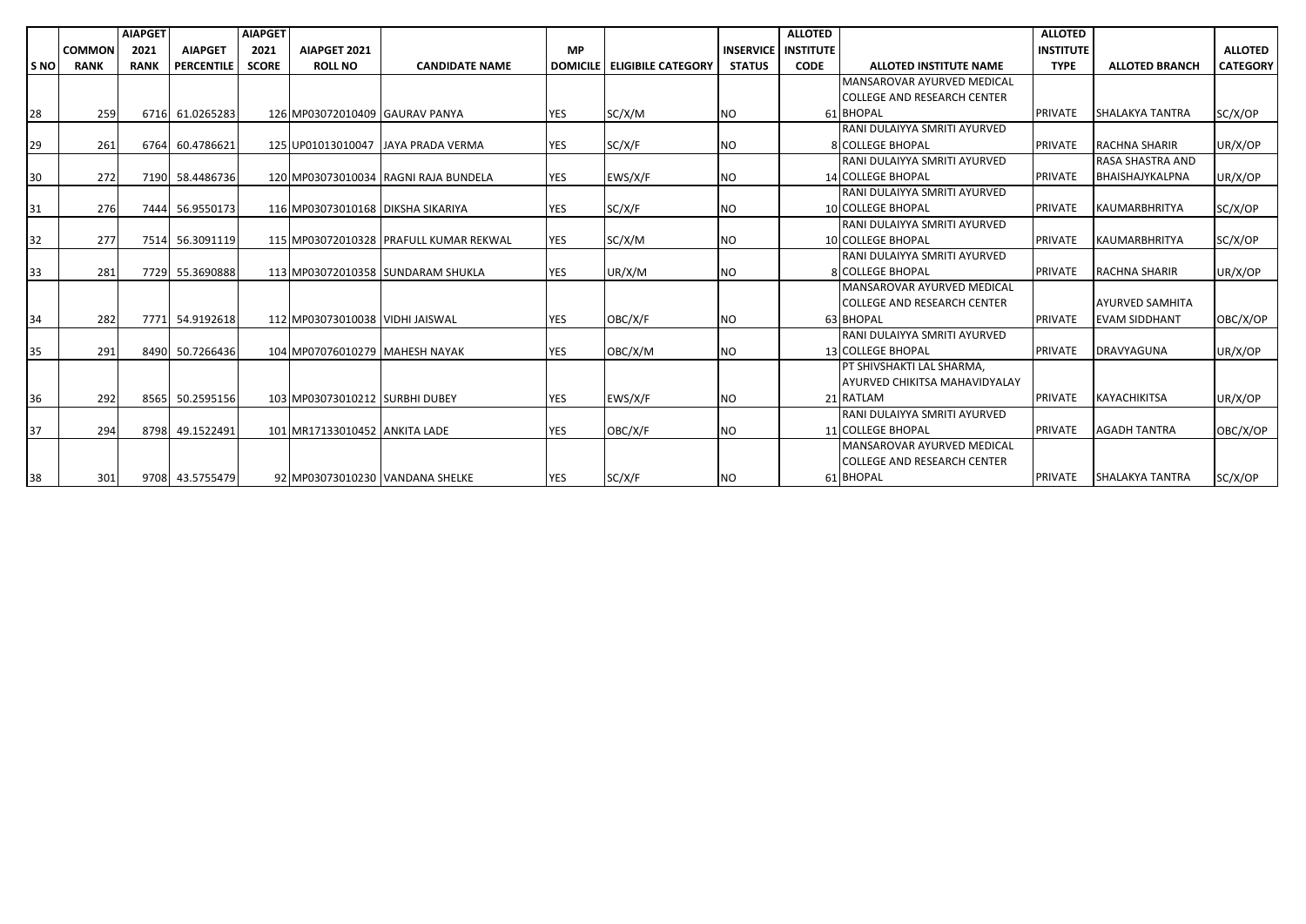| S NO | COMMON RANK | AIAPGET 2021 RANK | AIAPGET PERCENTILE | AIAPGET 2021 SCORE | AIAPGET 2021 ROLL NO | CANDIDATE NAME | MP DOMICILE | ELIGIBILE CATEGORY | INSERVICE STATUS | ALLOTED INSTITUTE CODE | ALLOTED INSTITUTE NAME | ALLOTED INSTITUTE TYPE | ALLOTED BRANCH | ALLOTED CATEGORY |
|---|---|---|---|---|---|---|---|---|---|---|---|---|---|---|
| 28 | 259 | 6716 | 61.0265283 | 126 | MP03072010409 | GAURAV PANYA | YES | SC/X/M | NO | 61 | MANSAROVAR AYURVED MEDICAL COLLEGE AND RESEARCH CENTER BHOPAL | PRIVATE | SHALAKYA TANTRA | SC/X/OP |
| 29 | 261 | 6764 | 60.4786621 | 125 | UP01013010047 | JAYA PRADA VERMA | YES | SC/X/F | NO | 8 | RANI DULAIYYA SMRITI AYURVED COLLEGE BHOPAL | PRIVATE | RACHNA SHARIR | UR/X/OP |
| 30 | 272 | 7190 | 58.4486736 | 120 | MP03073010034 | RAGNI RAJA BUNDELA | YES | EWS/X/F | NO | 14 | RANI DULAIYYA SMRITI AYURVED COLLEGE BHOPAL | PRIVATE | RASA SHASTRA AND BHAISHAJYKALPNA | UR/X/OP |
| 31 | 276 | 7444 | 56.9550173 | 116 | MP03073010168 | DIKSHA SIKARIYA | YES | SC/X/F | NO | 10 | RANI DULAIYYA SMRITI AYURVED COLLEGE BHOPAL | PRIVATE | KAUMARBHRITYA | SC/X/OP |
| 32 | 277 | 7514 | 56.3091119 | 115 | MP03072010328 | PRAFULL KUMAR REKWAL | YES | SC/X/M | NO | 10 | RANI DULAIYYA SMRITI AYURVED COLLEGE BHOPAL | PRIVATE | KAUMARBHRITYA | SC/X/OP |
| 33 | 281 | 7729 | 55.3690888 | 113 | MP03072010358 | SUNDARAM SHUKLA | YES | UR/X/M | NO | 8 | RANI DULAIYYA SMRITI AYURVED COLLEGE BHOPAL | PRIVATE | RACHNA SHARIR | UR/X/OP |
| 34 | 282 | 7771 | 54.9192618 | 112 | MP03073010038 | VIDHI JAISWAL | YES | OBC/X/F | NO | 63 | MANSAROVAR AYURVED MEDICAL COLLEGE AND RESEARCH CENTER BHOPAL | PRIVATE | AYURVED SAMHITA EVAM SIDDHANT | OBC/X/OP |
| 35 | 291 | 8490 | 50.7266436 | 104 | MP07076010279 | MAHESH NAYAK | YES | OBC/X/M | NO | 13 | RANI DULAIYYA SMRITI AYURVED COLLEGE BHOPAL | PRIVATE | DRAVYAGUNA | UR/X/OP |
| 36 | 292 | 8565 | 50.2595156 | 103 | MP03073010212 | SURBHI DUBEY | YES | EWS/X/F | NO | 21 | PT SHIVSHAKTI LAL SHARMA, AYURVED CHIKITSA MAHAVIDYALAY RATLAM | PRIVATE | KAYACHIKITSA | UR/X/OP |
| 37 | 294 | 8798 | 49.1522491 | 101 | MR17133010452 | ANKITA LADE | YES | OBC/X/F | NO | 11 | RANI DULAIYYA SMRITI AYURVED COLLEGE BHOPAL | PRIVATE | AGADH TANTRA | OBC/X/OP |
| 38 | 301 | 9708 | 43.5755479 | 92 | MP03073010230 | VANDANA SHELKE | YES | SC/X/F | NO | 61 | MANSAROVAR AYURVED MEDICAL COLLEGE AND RESEARCH CENTER BHOPAL | PRIVATE | SHALAKYA TANTRA | SC/X/OP |